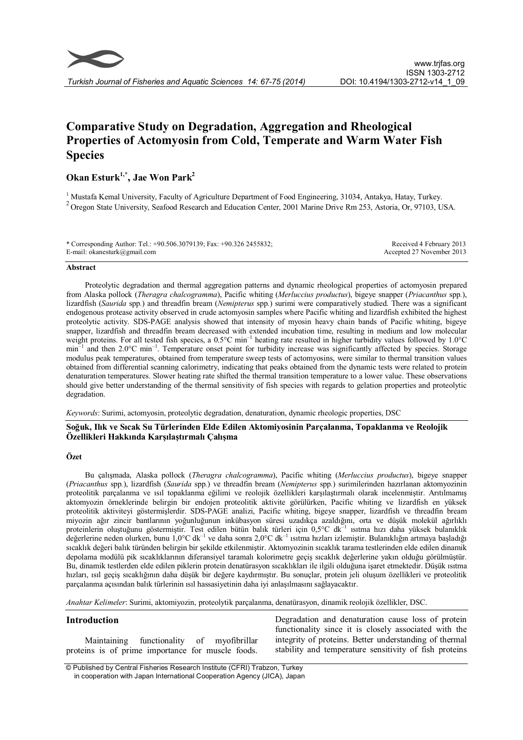# Comparative Study on Degradation, Aggregation and Rheological Properties of Actomyosin from Cold, Temperate and Warm Water Fish Species

**Okan Esturk[1,*], Jae Won Park[2]**

[1] Mustafa Kemal University, Faculty of Agriculture Department of Food Engineering, 31034, Antakya, Hatay, Turkey.
[2] Oregon State University, Seafood Research and Education Center, 2001 Marine Drive Rm 253, Astoria, Or, 97103, USA.

\* Corresponding Author: Tel.: +90.506.3079139; Fax: +90.326 2455832; E-mail: okanesturk@gmail.com

Received 4 February 2013
Accepted 27 November 2013

### Abstract

Proteolytic degradation and thermal aggregation patterns and dynamic rheological properties of actomyosin prepared from Alaska pollock (*Theragra chalcogramma*), Pacific whiting (*Merluccius productus*), bigeye snapper (*Priacanthus* spp.), lizardfish (*Saurida* spp.) and threadfin bream (*Nemipterus* spp.) surimi were comparatively studied. There was a significant endogenous protease activity observed in crude actomyosin samples where Pacific whiting and lizardfish exhibited the highest proteolytic activity. SDS-PAGE analysis showed that intensity of myosin heavy chain bands of Pacific whiting, bigeye snapper, lizardfish and threadfin bream decreased with extended incubation time, resulting in medium and low molecular weight proteins. For all tested fish species, a 0.5°C min$^{-1}$ heating rate resulted in higher turbidity values followed by 1.0°C min$^{-1}$ and then 2.0°C min$^{-1}$. Temperature onset point for turbidity increase was significantly affected by species. Storage modulus peak temperatures, obtained from temperature sweep tests of actomyosins, were similar to thermal transition values obtained from differential scanning calorimetry, indicating that peaks obtained from the dynamic tests were related to protein denaturation temperatures. Slower heating rate shifted the thermal transition temperature to a lower value. These observations should give better understanding of the thermal sensitivity of fish species with regards to gelation properties and proteolytic degradation.

*Keywords*: Surimi, actomyosin, proteolytic degradation, denaturation, dynamic rheologic properties, DSC

### Soğuk, Ilık ve Sıcak Su Türlerinden Elde Edilen Aktomiyosinin Parçalanma, Topaklanma ve Reolojik Özellikleri Hakkında Karşılaştırmalı Çalışma

#### Özet

Bu çalışmada, Alaska pollock (*Theragra chalcogramma*), Pacific whiting (*Merluccius productus*), bigeye snapper (*Priacanthus* spp.), lizardfish (*Saurida* spp.) ve threadfin bream (*Nemipterus* spp.) surimilerinden hazırlanan aktomyozinin proteolitik parçalanma ve ısıl topaklanma eğilimi ve reolojik özellikleri karşılaştırmalı olarak incelenmiştir. Arıtılmamış aktomyozin örneklerinde belirgin bir endojen proteolitik aktivite görülürken, Pacific whiting ve lizardfish en yüksek proteolitik aktiviteyi göstermişlerdir. SDS-PAGE analizi, Pacific whiting, bigeye snapper, lizardfish ve threadfin bream miyozin ağır zincir bantlarının yoğunluğunun inkübasyon süresi uzadıkça azaldığını, orta ve düşük molekül ağırlıklı proteinlerin oluştuğunu göstermiştir. Test edilen bütün balık türleri için 0,5°C dk$^{-1}$ ısıtma hızı daha yüksek bulanıklık değerlerine neden olurken, bunu 1,0°C dk$^{-1}$ ve daha sonra 2,0°C dk$^{-1}$ ısıtma hızları izlemiştir. Bulanıklığın artmaya başladığı sıcaklık değeri balık türünden belirgin bir şekilde etkilenmiştir. Aktomyozinin sıcaklık tarama testlerinden elde edilen dinamik depolama modülü pik sıcaklıklarının diferansiyel taramalı kolorimetre geçiş sıcaklık değerlerine yakın olduğu görülmüştür. Bu, dinamik testlerden elde edilen piklerin protein denatürasyon sıcaklıkları ile ilgili olduğuna işaret etmektedir. Düşük ısıtma hızları, ısıl geçiş sıcaklığının daha düşük bir değere kaydırmıştır. Bu sonuçlar, protein jeli oluşum özellikleri ve proteolitik parçalanma açısından balık türlerinin ısıl hassasiyetinin daha iyi anlaşılmasını sağlayacaktır.

*Anahtar Kelimeler*: Surimi, aktomiyozin, proteolytik parçalanma, denatürasyon, dinamik reolojik özellikler, DSC.

## Introduction

Maintaining functionality of myofibrillar proteins is of prime importance for muscle foods. Degradation and denaturation cause loss of protein functionality since it is closely associated with the integrity of proteins. Better understanding of thermal stability and temperature sensitivity of fish proteins

© Published by Central Fisheries Research Institute (CFRI) Trabzon, Turkey in cooperation with Japan International Cooperation Agency (JICA), Japan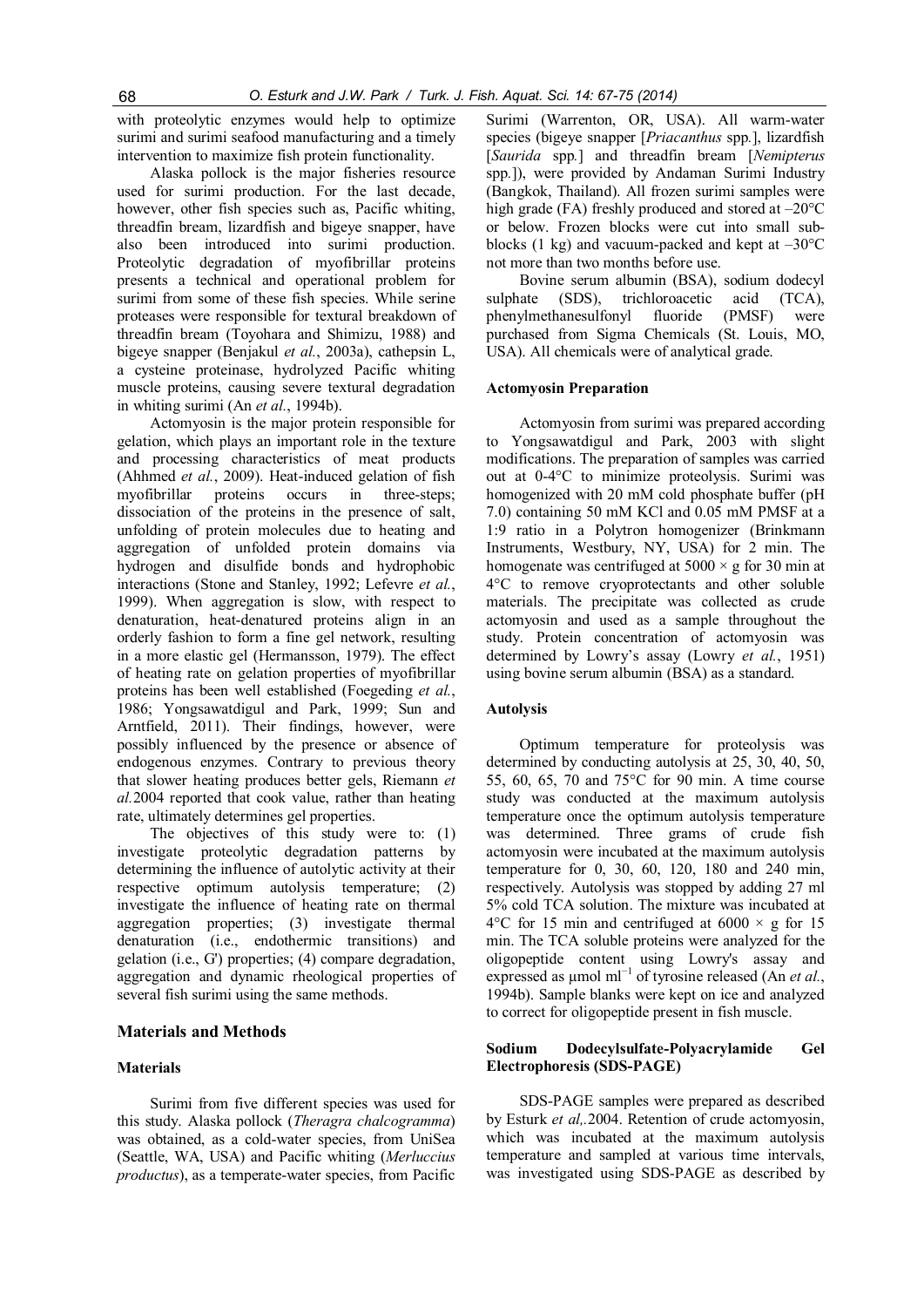with proteolytic enzymes would help to optimize surimi and surimi seafood manufacturing and a timely intervention to maximize fish protein functionality.

Alaska pollock is the major fisheries resource used for surimi production. For the last decade, however, other fish species such as, Pacific whiting, threadfin bream, lizardfish and bigeye snapper, have also been introduced into surimi production. Proteolytic degradation of myofibrillar proteins presents a technical and operational problem for surimi from some of these fish species. While serine proteases were responsible for textural breakdown of threadfin bream (Toyohara and Shimizu, 1988) and bigeye snapper (Benjakul *et al.*, 2003a), cathepsin L, a cysteine proteinase, hydrolyzed Pacific whiting muscle proteins, causing severe textural degradation in whiting surimi (An *et al.*, 1994b).

Actomyosin is the major protein responsible for gelation, which plays an important role in the texture and processing characteristics of meat products (Ahhmed *et al.*, 2009). Heat-induced gelation of fish myofibrillar proteins occurs in three-steps; dissociation of the proteins in the presence of salt, unfolding of protein molecules due to heating and aggregation of unfolded protein domains via hydrogen and disulfide bonds and hydrophobic interactions (Stone and Stanley, 1992; Lefevre *et al.*, 1999). When aggregation is slow, with respect to denaturation, heat-denatured proteins align in an orderly fashion to form a fine gel network, resulting in a more elastic gel (Hermansson, 1979). The effect of heating rate on gelation properties of myofibrillar proteins has been well established (Foegeding *et al.*, 1986; Yongsawatdigul and Park, 1999; Sun and Arntfield, 2011). Their findings, however, were possibly influenced by the presence or absence of endogenous enzymes. Contrary to previous theory that slower heating produces better gels, Riemann *et al.*2004 reported that cook value, rather than heating rate, ultimately determines gel properties.

The objectives of this study were to: (1) investigate proteolytic degradation patterns by determining the influence of autolytic activity at their respective optimum autolysis temperature; (2) investigate the influence of heating rate on thermal aggregation properties; (3) investigate thermal denaturation (i.e., endothermic transitions) and gelation (i.e., G') properties; (4) compare degradation, aggregation and dynamic rheological properties of several fish surimi using the same methods.

## Materials and Methods

### Materials

Surimi from five different species was used for this study. Alaska pollock (*Theragra chalcogramma*) was obtained, as a cold-water species, from UniSea (Seattle, WA, USA) and Pacific whiting (*Merluccius productus*), as a temperate-water species, from Pacific Surimi (Warrenton, OR, USA). All warm-water species (bigeye snapper [*Priacanthus* spp.], lizardfish [*Saurida* spp.] and threadfin bream [*Nemipterus* spp.]), were provided by Andaman Surimi Industry (Bangkok, Thailand). All frozen surimi samples were high grade (FA) freshly produced and stored at –20°C or below. Frozen blocks were cut into small sub-blocks (1 kg) and vacuum-packed and kept at –30°C not more than two months before use.

Bovine serum albumin (BSA), sodium dodecyl sulphate (SDS), trichloroacetic acid (TCA), phenylmethanesulfonyl fluoride (PMSF) were purchased from Sigma Chemicals (St. Louis, MO, USA). All chemicals were of analytical grade.

### Actomyosin Preparation

Actomyosin from surimi was prepared according to Yongsawatdigul and Park, 2003 with slight modifications. The preparation of samples was carried out at 0-4°C to minimize proteolysis. Surimi was homogenized with 20 mM cold phosphate buffer (pH 7.0) containing 50 mM KCl and 0.05 mM PMSF at a 1:9 ratio in a Polytron homogenizer (Brinkmann Instruments, Westbury, NY, USA) for 2 min. The homogenate was centrifuged at 5000 × g for 30 min at 4°C to remove cryoprotectants and other soluble materials. The precipitate was collected as crude actomyosin and used as a sample throughout the study. Protein concentration of actomyosin was determined by Lowry's assay (Lowry *et al.*, 1951) using bovine serum albumin (BSA) as a standard.

### Autolysis

Optimum temperature for proteolysis was determined by conducting autolysis at 25, 30, 40, 50, 55, 60, 65, 70 and 75°C for 90 min. A time course study was conducted at the maximum autolysis temperature once the optimum autolysis temperature was determined. Three grams of crude fish actomyosin were incubated at the maximum autolysis temperature for 0, 30, 60, 120, 180 and 240 min, respectively. Autolysis was stopped by adding 27 ml 5% cold TCA solution. The mixture was incubated at 4°C for 15 min and centrifuged at 6000 × g for 15 min. The TCA soluble proteins were analyzed for the oligopeptide content using Lowry's assay and expressed as µmol $ml^{-1}$ of tyrosine released (An *et al.*, 1994b). Sample blanks were kept on ice and analyzed to correct for oligopeptide present in fish muscle.

### Sodium Dodecylsulfate-Polyacrylamide Gel Electrophoresis (SDS-PAGE)

SDS-PAGE samples were prepared as described by Esturk *et al,.*2004. Retention of crude actomyosin, which was incubated at the maximum autolysis temperature and sampled at various time intervals, was investigated using SDS-PAGE as described by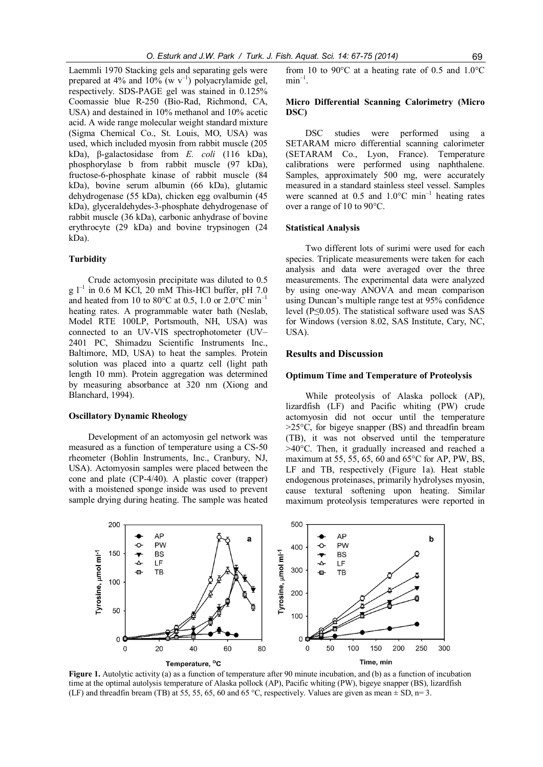Laemmli 1970 Stacking gels and separating gels were prepared at 4% and 10% (w v$^{-1}$) polyacrylamide gel, respectively. SDS-PAGE gel was stained in 0.125% Coomassie blue R-250 (Bio-Rad, Richmond, CA, USA) and destained in 10% methanol and 10% acetic acid. A wide range molecular weight standard mixture (Sigma Chemical Co., St. Louis, MO, USA) was used, which included myosin from rabbit muscle (205 kDa), β-galactosidase from *E. coli* (116 kDa), phosphorylase b from rabbit muscle (97 kDa), fructose-6-phosphate kinase of rabbit muscle (84 kDa), bovine serum albumin (66 kDa), glutamic dehydrogenase (55 kDa), chicken egg ovalbumin (45 kDa), glyceraldehydes-3-phosphate dehydrogenase of rabbit muscle (36 kDa), carbonic anhydrase of bovine erythrocyte (29 kDa) and bovine trypsinogen (24 kDa).

### Turbidity

Crude actomyosin precipitate was diluted to 0.5 g l$^{-1}$ in 0.6 M KCl, 20 mM This-HCl buffer, pH 7.0 and heated from 10 to 80°C at 0.5, 1.0 or 2.0°C min$^{-1}$ heating rates. A programmable water bath (Neslab, Model RTE 100LP, Portsmouth, NH, USA) was connected to an UV-VIS spectrophotometer (UV–2401 PC, Shimadzu Scientific Instruments Inc., Baltimore, MD, USA) to heat the samples. Protein solution was placed into a quartz cell (light path length 10 mm). Protein aggregation was determined by measuring absorbance at 320 nm (Xiong and Blanchard, 1994).

### Oscillatory Dynamic Rheology

Development of an actomyosin gel network was measured as a function of temperature using a CS-50 rheometer (Bohlin Instruments, Inc., Cranbury, NJ, USA). Actomyosin samples were placed between the cone and plate (CP-4/40). A plastic cover (trapper) with a moistened sponge inside was used to prevent sample drying during heating. The sample was heated from 10 to 90°C at a heating rate of 0.5 and 1.0°C min$^{-1}$.

### Micro Differential Scanning Calorimetry (Micro DSC)

DSC studies were performed using a SETARAM micro differential scanning calorimeter (SETARAM Co., Lyon, France). Temperature calibrations were performed using naphthalene. Samples, approximately 500 mg, were accurately measured in a standard stainless steel vessel. Samples were scanned at 0.5 and 1.0°C min$^{-1}$ heating rates over a range of 10 to 90°C.

### Statistical Analysis

Two different lots of surimi were used for each species. Triplicate measurements were taken for each analysis and data were averaged over the three measurements. The experimental data were analyzed by using one-way ANOVA and mean comparison using Duncan's multiple range test at 95% confidence level ($P \leq 0.05$). The statistical software used was SAS for Windows (version 8.02, SAS Institute, Cary, NC, USA).

## Results and Discussion

### Optimum Time and Temperature of Proteolysis

While proteolysis of Alaska pollock (AP), lizardfish (LF) and Pacific whiting (PW) crude actomyosin did not occur until the temperature >25°C, for bigeye snapper (BS) and threadfin bream (TB), it was not observed until the temperature >40°C. Then, it gradually increased and reached a maximum at 55, 55, 65, 60 and 65°C for AP, PW, BS, LF and TB, respectively (Figure 1a). Heat stable endogenous proteinases, primarily hydrolyses myosin, cause textural softening upon heating. Similar maximum proteolysis temperatures were reported in

**Figure 1.** Autolytic activity (a) as a function of temperature after 90 minute incubation, and (b) as a function of incubation time at the optimal autolysis temperature of Alaska pollock (AP), Pacific whiting (PW), bigeye snapper (BS), lizardfish (LF) and threadfin bream (TB) at 55, 55, 65, 60 and 65 °C, respectively. Values are given as mean ± SD, n= 3.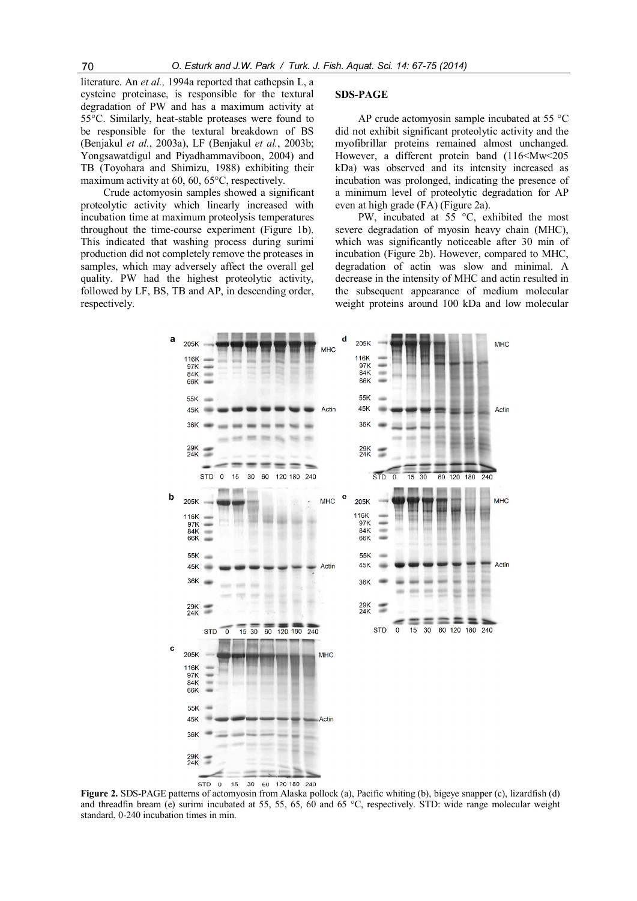literature. An *et al.,* 1994a reported that cathepsin L, a cysteine proteinase, is responsible for the textural degradation of PW and has a maximum activity at 55°C. Similarly, heat-stable proteases were found to be responsible for the textural breakdown of BS (Benjakul *et al.*, 2003a), LF (Benjakul *et al.*, 2003b; Yongsawatdigul and Piyadhammaviboon, 2004) and TB (Toyohara and Shimizu, 1988) exhibiting their maximum activity at 60, 60, 65°C, respectively.

Crude actomyosin samples showed a significant proteolytic activity which linearly increased with incubation time at maximum proteolysis temperatures throughout the time-course experiment (Figure 1b). This indicated that washing process during surimi production did not completely remove the proteases in samples, which may adversely affect the overall gel quality. PW had the highest proteolytic activity, followed by LF, BS, TB and AP, in descending order, respectively.

## SDS-PAGE

AP crude actomyosin sample incubated at 55 °C did not exhibit significant proteolytic activity and the myofibrillar proteins remained almost unchanged. However, a different protein band (116<Mw<205 kDa) was observed and its intensity increased as incubation was prolonged, indicating the presence of a minimum level of proteolytic degradation for AP even at high grade (FA) (Figure 2a).

PW, incubated at 55 °C, exhibited the most severe degradation of myosin heavy chain (MHC), which was significantly noticeable after 30 min of incubation (Figure 2b). However, compared to MHC, degradation of actin was slow and minimal. A decrease in the intensity of MHC and actin resulted in the subsequent appearance of medium molecular weight proteins around 100 kDa and low molecular

**Figure 2.** SDS-PAGE patterns of actomyosin from Alaska pollock (a), Pacific whiting (b), bigeye snapper (c), lizardfish (d) and threadfin bream (e) surimi incubated at 55, 55, 65, 60 and 65 °C, respectively. STD: wide range molecular weight standard, 0-240 incubation times in min.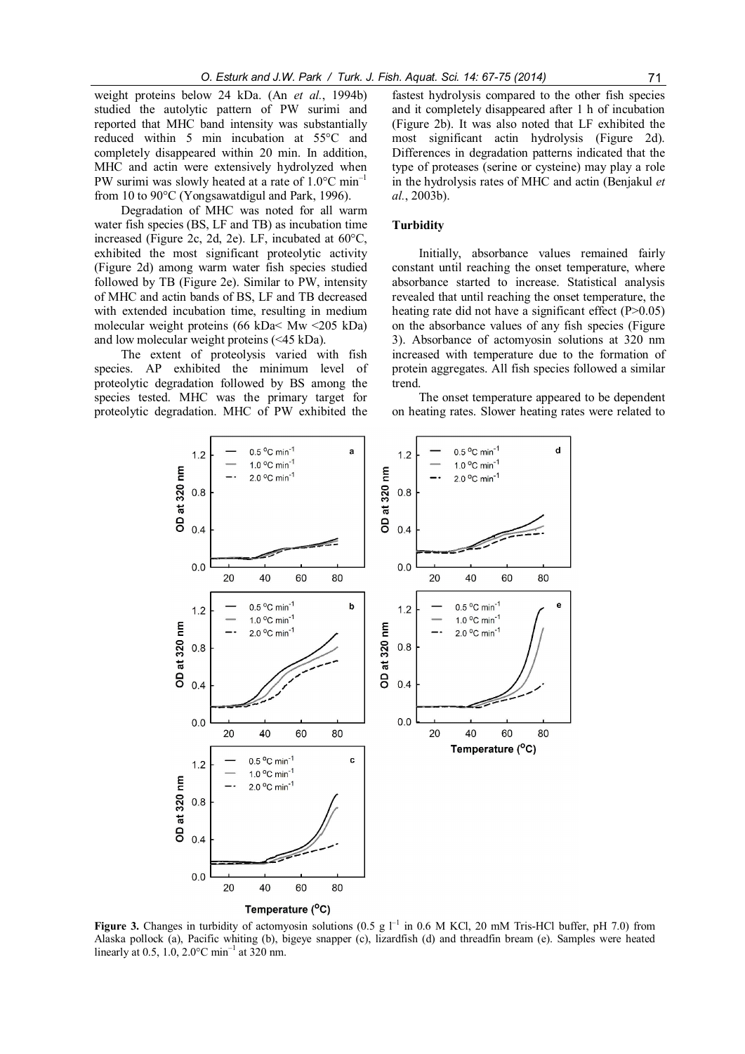weight proteins below 24 kDa. (An *et al.*, 1994b) studied the autolytic pattern of PW surimi and reported that MHC band intensity was substantially reduced within 5 min incubation at 55°C and completely disappeared within 20 min. In addition, MHC and actin were extensively hydrolyzed when PW surimi was slowly heated at a rate of 1.0°C $min^{-1}$ from 10 to 90°C (Yongsawatdigul and Park, 1996).

Degradation of MHC was noted for all warm water fish species (BS, LF and TB) as incubation time increased (Figure 2c, 2d, 2e). LF, incubated at 60°C, exhibited the most significant proteolytic activity (Figure 2d) among warm water fish species studied followed by TB (Figure 2e). Similar to PW, intensity of MHC and actin bands of BS, LF and TB decreased with extended incubation time, resulting in medium molecular weight proteins (66 kDa< Mw <205 kDa) and low molecular weight proteins (<45 kDa).

The extent of proteolysis varied with fish species. AP exhibited the minimum level of proteolytic degradation followed by BS among the species tested. MHC was the primary target for proteolytic degradation. MHC of PW exhibited the fastest hydrolysis compared to the other fish species and it completely disappeared after 1 h of incubation (Figure 2b). It was also noted that LF exhibited the most significant actin hydrolysis (Figure 2d). Differences in degradation patterns indicated that the type of proteases (serine or cysteine) may play a role in the hydrolysis rates of MHC and actin (Benjakul *et al.*, 2003b).

### Turbidity

Initially, absorbance values remained fairly constant until reaching the onset temperature, where absorbance started to increase. Statistical analysis revealed that until reaching the onset temperature, the heating rate did not have a significant effect (P>0.05) on the absorbance values of any fish species (Figure 3). Absorbance of actomyosin solutions at 320 nm increased with temperature due to the formation of protein aggregates. All fish species followed a similar trend.

The onset temperature appeared to be dependent on heating rates. Slower heating rates were related to

**Figure 3.** Changes in turbidity of actomyosin solutions (0.5 g $l^{-1}$ in 0.6 M KCl, 20 mM Tris-HCl buffer, pH 7.0) from Alaska pollock (a), Pacific whiting (b), bigeye snapper (c), lizardfish (d) and threadfin bream (e). Samples were heated linearly at 0.5, 1.0, 2.0°C $min^{-1}$ at 320 nm.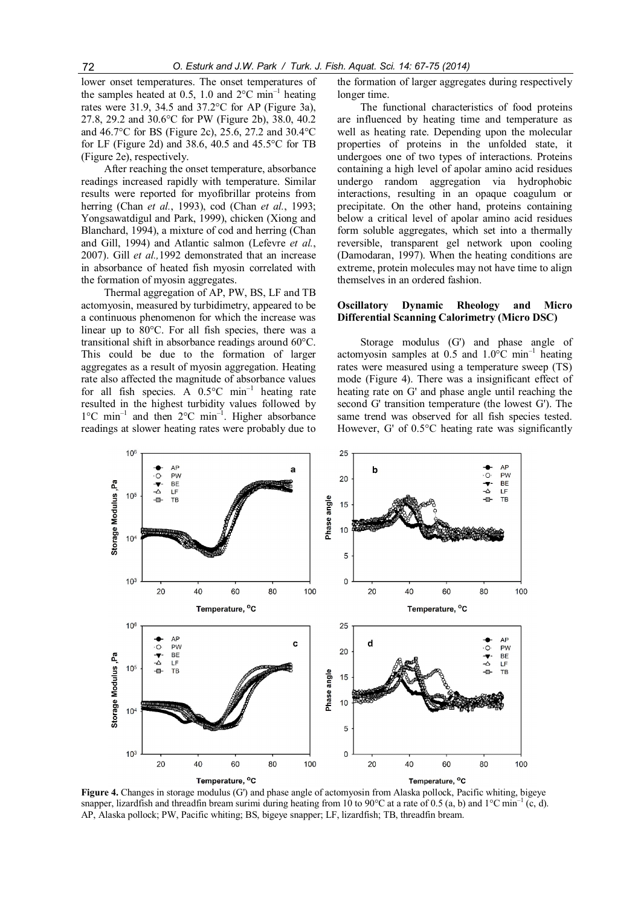lower onset temperatures. The onset temperatures of the samples heated at 0.5, 1.0 and 2°C $min^{-1}$ heating rates were 31.9, 34.5 and 37.2°C for AP (Figure 3a), 27.8, 29.2 and 30.6°C for PW (Figure 2b), 38.0, 40.2 and 46.7°C for BS (Figure 2c), 25.6, 27.2 and 30.4°C for LF (Figure 2d) and 38.6, 40.5 and 45.5°C for TB (Figure 2e), respectively.

After reaching the onset temperature, absorbance readings increased rapidly with temperature. Similar results were reported for myofibrillar proteins from herring (Chan *et al.*, 1993), cod (Chan *et al.*, 1993; Yongsawatdigul and Park, 1999), chicken (Xiong and Blanchard, 1994), a mixture of cod and herring (Chan and Gill, 1994) and Atlantic salmon (Lefevre *et al.*, 2007). Gill *et al.,*1992 demonstrated that an increase in absorbance of heated fish myosin correlated with the formation of myosin aggregates.

Thermal aggregation of AP, PW, BS, LF and TB actomyosin, measured by turbidimetry, appeared to be a continuous phenomenon for which the increase was linear up to 80°C. For all fish species, there was a transitional shift in absorbance readings around 60°C. This could be due to the formation of larger aggregates as a result of myosin aggregation. Heating rate also affected the magnitude of absorbance values for all fish species. A 0.5°C $min^{-1}$ heating rate resulted in the highest turbidity values followed by 1°C $min^{-1}$ and then 2°C $min^{-1}$. Higher absorbance readings at slower heating rates were probably due to the formation of larger aggregates during respectively longer time.

The functional characteristics of food proteins are influenced by heating time and temperature as well as heating rate. Depending upon the molecular properties of proteins in the unfolded state, it undergoes one of two types of interactions. Proteins containing a high level of apolar amino acid residues undergo random aggregation via hydrophobic interactions, resulting in an opaque coagulum or precipitate. On the other hand, proteins containing below a critical level of apolar amino acid residues form soluble aggregates, which set into a thermally reversible, transparent gel network upon cooling (Damodaran, 1997). When the heating conditions are extreme, protein molecules may not have time to align themselves in an ordered fashion.

### Oscillatory Dynamic Rheology and Micro Differential Scanning Calorimetry (Micro DSC)

Storage modulus (G') and phase angle of actomyosin samples at 0.5 and 1.0°C $min^{-1}$ heating rates were measured using a temperature sweep (TS) mode (Figure 4). There was a insignificant effect of heating rate on G' and phase angle until reaching the second G' transition temperature (the lowest G'). The same trend was observed for all fish species tested. However, G' of 0.5°C heating rate was significantly

**Figure 4.** Changes in storage modulus (G') and phase angle of actomyosin from Alaska pollock, Pacific whiting, bigeye snapper, lizardfish and threadfin bream surimi during heating from 10 to 90°C at a rate of 0.5 (a, b) and 1°C $min^{-1}$ (c, d). AP, Alaska pollock; PW, Pacific whiting; BS, bigeye snapper; LF, lizardfish; TB, threadfin bream.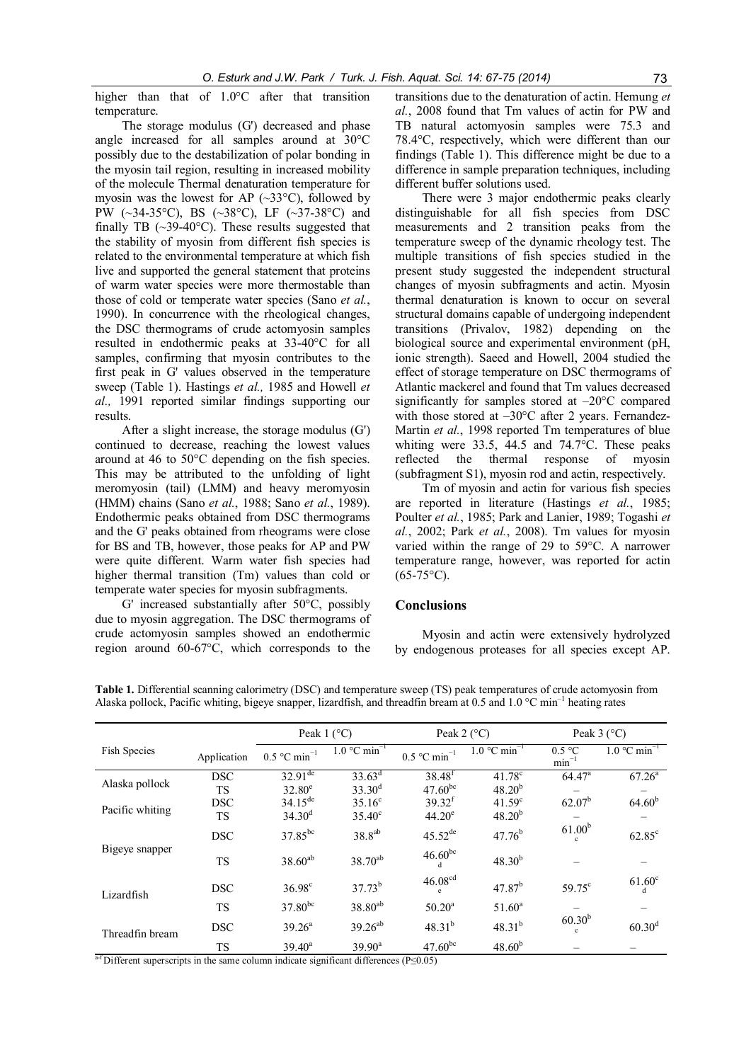higher than that of 1.0°C after that transition temperature.

The storage modulus (G') decreased and phase angle increased for all samples around at 30°C possibly due to the destabilization of polar bonding in the myosin tail region, resulting in increased mobility of the molecule Thermal denaturation temperature for myosin was the lowest for AP (~33°C), followed by PW (~34-35°C), BS (~38°C), LF (~37-38°C) and finally TB (~39-40°C). These results suggested that the stability of myosin from different fish species is related to the environmental temperature at which fish live and supported the general statement that proteins of warm water species were more thermostable than those of cold or temperate water species (Sano *et al.*, 1990). In concurrence with the rheological changes, the DSC thermograms of crude actomyosin samples resulted in endothermic peaks at 33-40°C for all samples, confirming that myosin contributes to the first peak in G' values observed in the temperature sweep (Table 1). Hastings *et al.,* 1985 and Howell *et al.,* 1991 reported similar findings supporting our results.

After a slight increase, the storage modulus (G') continued to decrease, reaching the lowest values around at 46 to 50°C depending on the fish species. This may be attributed to the unfolding of light meromyosin (tail) (LMM) and heavy meromyosin (HMM) chains (Sano *et al.*, 1988; Sano *et al.*, 1989). Endothermic peaks obtained from DSC thermograms and the G' peaks obtained from rheograms were close for BS and TB, however, those peaks for AP and PW were quite different. Warm water fish species had higher thermal transition (Tm) values than cold or temperate water species for myosin subfragments.

G' increased substantially after 50°C, possibly due to myosin aggregation. The DSC thermograms of crude actomyosin samples showed an endothermic region around 60-67°C, which corresponds to the transitions due to the denaturation of actin. Hemung *et al.*, 2008 found that Tm values of actin for PW and TB natural actomyosin samples were 75.3 and 78.4°C, respectively, which were different than our findings (Table 1). This difference might be due to a difference in sample preparation techniques, including different buffer solutions used.

There were 3 major endothermic peaks clearly distinguishable for all fish species from DSC measurements and 2 transition peaks from the temperature sweep of the dynamic rheology test. The multiple transitions of fish species studied in the present study suggested the independent structural changes of myosin subfragments and actin. Myosin thermal denaturation is known to occur on several structural domains capable of undergoing independent transitions (Privalov, 1982) depending on the biological source and experimental environment (pH, ionic strength). Saeed and Howell, 2004 studied the effect of storage temperature on DSC thermograms of Atlantic mackerel and found that Tm values decreased significantly for samples stored at –20°C compared with those stored at –30°C after 2 years. Fernandez-Martin *et al.*, 1998 reported Tm temperatures of blue whiting were 33.5, 44.5 and 74.7°C. These peaks reflected the thermal response of myosin (subfragment S1), myosin rod and actin, respectively.

Tm of myosin and actin for various fish species are reported in literature (Hastings *et al.*, 1985; Poulter *et al.*, 1985; Park and Lanier, 1989; Togashi *et al.*, 2002; Park *et al.*, 2008). Tm values for myosin varied within the range of 29 to 59°C. A narrower temperature range, however, was reported for actin (65-75°C).

## Conclusions

Myosin and actin were extensively hydrolyzed by endogenous proteases for all species except AP.

**Table 1.** Differential scanning calorimetry (DSC) and temperature sweep (TS) peak temperatures of crude actomyosin from Alaska pollock, Pacific whiting, bigeye snapper, lizardfish, and threadfin bream at 0.5 and 1.0 °C min$^{-1}$ heating rates

| Fish Species | Application | Peak 1 (°C) | | Peak 2 (°C) | | Peak 3 (°C) | |
|---|---|---|---|---|---|---|---|
| | | 0.5 °C min$^{-1}$ | 1.0 °C min$^{-1}$ | 0.5 °C min$^{-1}$ | 1.0 °C min$^{-1}$ | 0.5 °C min$^{-1}$ | 1.0 °C min$^{-1}$ |
| Alaska pollock | DSC | 32.91$^{de}$ | 33.63$^{d}$ | 38.48$^{f}$ | 41.78$^{c}$ | 64.47$^{a}$ | 67.26$^{a}$ |
| | TS | 32.80$^{e}$ | 33.30$^{d}$ | 47.60$^{bc}$ | 48.20$^{b}$ | – | – |
| Pacific whiting | DSC | 34.15$^{de}$ | 35.16$^{c}$ | 39.32$^{f}$ | 41.59$^{c}$ | 62.07$^{b}$ | 64.60$^{b}$ |
| | TS | 34.30$^{d}$ | 35.40$^{c}$ | 44.20$^{e}$ | 48.20$^{b}$ | – | – |
| Bigeye snapper | DSC | 37.85$^{bc}$ | 38.8$^{ab}$ | 45.52$^{de}$ | 47.76$^{b}$ | 61.00$^{bc}$ | 62.85$^{c}$ |
| | TS | 38.60$^{ab}$ | 38.70$^{ab}$ | 46.60$^{bcd}$ | 48.30$^{b}$ | – | – |
| Lizardfish | DSC | 36.98$^{c}$ | 37.73$^{b}$ | 46.08$^{cde}$ | 47.87$^{b}$ | 59.75$^{c}$ | 61.60$^{cd}$ |
| | TS | 37.80$^{bc}$ | 38.80$^{ab}$ | 50.20$^{a}$ | 51.60$^{a}$ | – | – |
| Threadfin bream | DSC | 39.26$^{a}$ | 39.26$^{ab}$ | 48.31$^{b}$ | 48.31$^{b}$ | 60.30$^{bc}$ | 60.30$^{d}$ |
| | TS | 39.40$^{a}$ | 39.90$^{a}$ | 47.60$^{bc}$ | 48.60$^{b}$ | – | – |

[a-f] Different superscripts in the same column indicate significant differences (P≤0.05)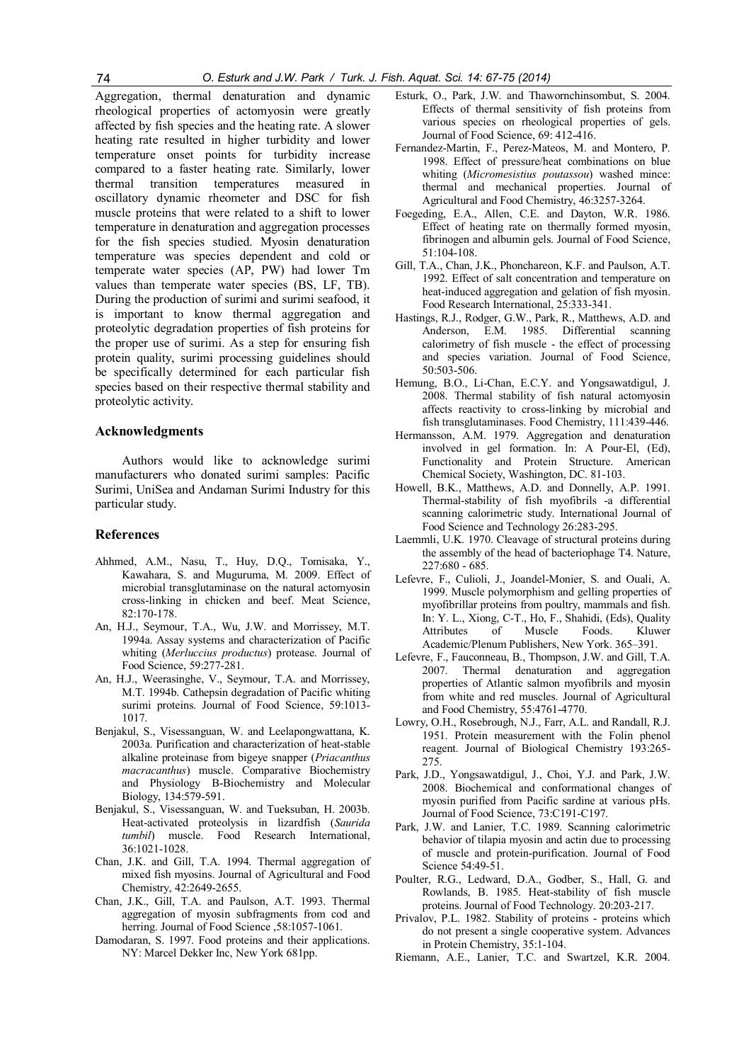Aggregation, thermal denaturation and dynamic rheological properties of actomyosin were greatly affected by fish species and the heating rate. A slower heating rate resulted in higher turbidity and lower temperature onset points for turbidity increase compared to a faster heating rate. Similarly, lower thermal transition temperatures measured in oscillatory dynamic rheometer and DSC for fish muscle proteins that were related to a shift to lower temperature in denaturation and aggregation processes for the fish species studied. Myosin denaturation temperature was species dependent and cold or temperate water species (AP, PW) had lower Tm values than temperate water species (BS, LF, TB). During the production of surimi and surimi seafood, it is important to know thermal aggregation and proteolytic degradation properties of fish proteins for the proper use of surimi. As a step for ensuring fish protein quality, surimi processing guidelines should be specifically determined for each particular fish species based on their respective thermal stability and proteolytic activity.

## Acknowledgments

Authors would like to acknowledge surimi manufacturers who donated surimi samples: Pacific Surimi, UniSea and Andaman Surimi Industry for this particular study.

## References

Ahhmed, A.M., Nasu, T., Huy, D.Q., Tomisaka, Y., Kawahara, S. and Muguruma, M. 2009. Effect of microbial transglutaminase on the natural actomyosin cross-linking in chicken and beef. Meat Science, 82:170-178.

An, H.J., Seymour, T.A., Wu, J.W. and Morrissey, M.T. 1994a. Assay systems and characterization of Pacific whiting (*Merluccius productus*) protease. Journal of Food Science, 59:277-281.

An, H.J., Weerasinghe, V., Seymour, T.A. and Morrissey, M.T. 1994b. Cathepsin degradation of Pacific whiting surimi proteins. Journal of Food Science, 59:1013-1017.

Benjakul, S., Visessanguan, W. and Leelapongwattana, K. 2003a. Purification and characterization of heat-stable alkaline proteinase from bigeye snapper (*Priacanthus macracanthus*) muscle. Comparative Biochemistry and Physiology B-Biochemistry and Molecular Biology, 134:579-591.

Benjakul, S., Visessanguan, W. and Tueksuban, H. 2003b. Heat-activated proteolysis in lizardfish (*Saurida tumbil*) muscle. Food Research International, 36:1021-1028.

Chan, J.K. and Gill, T.A. 1994. Thermal aggregation of mixed fish myosins. Journal of Agricultural and Food Chemistry, 42:2649-2655.

Chan, J.K., Gill, T.A. and Paulson, A.T. 1993. Thermal aggregation of myosin subfragments from cod and herring. Journal of Food Science ,58:1057-1061.

Damodaran, S. 1997. Food proteins and their applications. NY: Marcel Dekker Inc, New York 681pp.

Esturk, O., Park, J.W. and Thawornchinsombut, S. 2004. Effects of thermal sensitivity of fish proteins from various species on rheological properties of gels. Journal of Food Science, 69: 412-416.

Fernandez-Martin, F., Perez-Mateos, M. and Montero, P. 1998. Effect of pressure/heat combinations on blue whiting (*Micromesistius poutassou*) washed mince: thermal and mechanical properties. Journal of Agricultural and Food Chemistry, 46:3257-3264.

Foegeding, E.A., Allen, C.E. and Dayton, W.R. 1986. Effect of heating rate on thermally formed myosin, fibrinogen and albumin gels. Journal of Food Science, 51:104-108.

Gill, T.A., Chan, J.K., Phonchareon, K.F. and Paulson, A.T. 1992. Effect of salt concentration and temperature on heat-induced aggregation and gelation of fish myosin. Food Research International, 25:333-341.

Hastings, R.J., Rodger, G.W., Park, R., Matthews, A.D. and Anderson, E.M. 1985. Differential scanning calorimetry of fish muscle - the effect of processing and species variation. Journal of Food Science, 50:503-506.

Hemung, B.O., Li-Chan, E.C.Y. and Yongsawatdigul, J. 2008. Thermal stability of fish natural actomyosin affects reactivity to cross-linking by microbial and fish transglutaminases. Food Chemistry, 111:439-446.

Hermansson, A.M. 1979. Aggregation and denaturation involved in gel formation. In: A Pour-El, (Ed), Functionality and Protein Structure. American Chemical Society, Washington, DC. 81-103.

Howell, B.K., Matthews, A.D. and Donnelly, A.P. 1991. Thermal-stability of fish myofibrils -a differential scanning calorimetric study. International Journal of Food Science and Technology 26:283-295.

Laemmli, U.K. 1970. Cleavage of structural proteins during the assembly of the head of bacteriophage T4. Nature, 227:680 - 685.

Lefevre, F., Culioli, J., Joandel-Monier, S. and Ouali, A. 1999. Muscle polymorphism and gelling properties of myofibrillar proteins from poultry, mammals and fish. In: Y. L., Xiong, C-T., Ho, F., Shahidi, (Eds), Quality Attributes of Muscle Foods. Kluwer Academic/Plenum Publishers, New York. 365–391.

Lefevre, F., Fauconneau, B., Thompson, J.W. and Gill, T.A. 2007. Thermal denaturation and aggregation properties of Atlantic salmon myofibrils and myosin from white and red muscles. Journal of Agricultural and Food Chemistry, 55:4761-4770.

Lowry, O.H., Rosebrough, N.J., Farr, A.L. and Randall, R.J. 1951. Protein measurement with the Folin phenol reagent. Journal of Biological Chemistry 193:265-275.

Park, J.D., Yongsawatdigul, J., Choi, Y.J. and Park, J.W. 2008. Biochemical and conformational changes of myosin purified from Pacific sardine at various pHs. Journal of Food Science, 73:C191-C197.

Park, J.W. and Lanier, T.C. 1989. Scanning calorimetric behavior of tilapia myosin and actin due to processing of muscle and protein-purification. Journal of Food Science 54:49-51.

Poulter, R.G., Ledward, D.A., Godber, S., Hall, G. and Rowlands, B. 1985. Heat-stability of fish muscle proteins. Journal of Food Technology. 20:203-217.

Privalov, P.L. 1982. Stability of proteins - proteins which do not present a single cooperative system. Advances in Protein Chemistry, 35:1-104.

Riemann, A.E., Lanier, T.C. and Swartzel, K.R. 2004.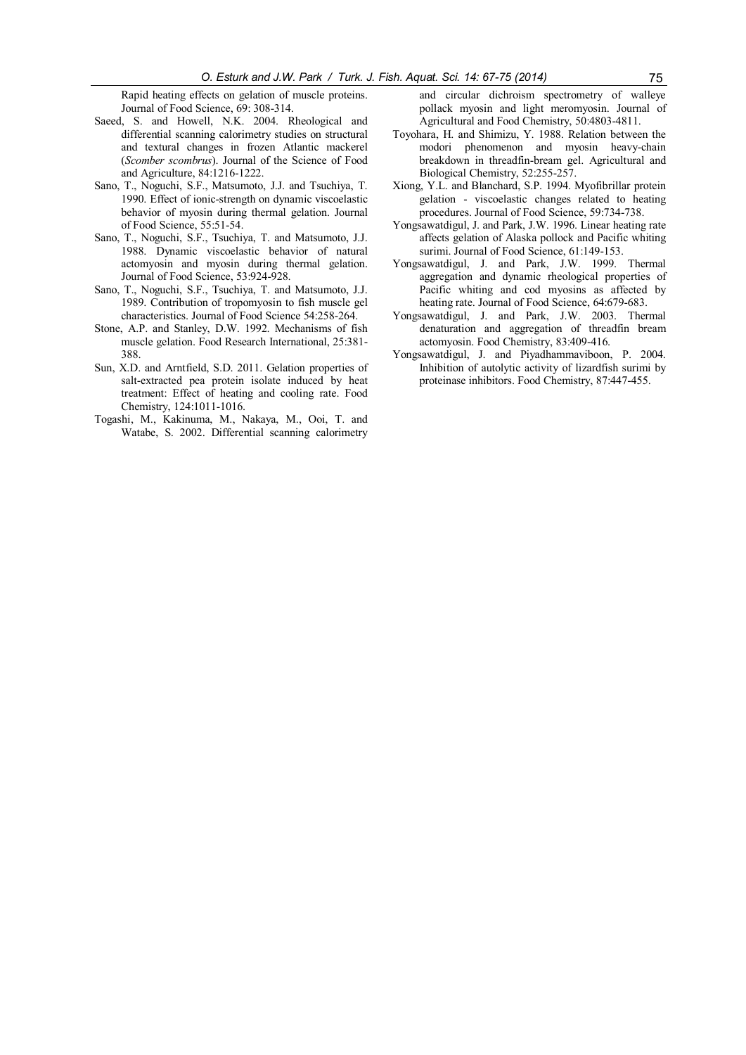Rapid heating effects on gelation of muscle proteins. Journal of Food Science, 69: 308-314.

Saeed, S. and Howell, N.K. 2004. Rheological and differential scanning calorimetry studies on structural and textural changes in frozen Atlantic mackerel (*Scomber scombrus*). Journal of the Science of Food and Agriculture, 84:1216-1222.

Sano, T., Noguchi, S.F., Matsumoto, J.J. and Tsuchiya, T. 1990. Effect of ionic-strength on dynamic viscoelastic behavior of myosin during thermal gelation. Journal of Food Science, 55:51-54.

Sano, T., Noguchi, S.F., Tsuchiya, T. and Matsumoto, J.J. 1988. Dynamic viscoelastic behavior of natural actomyosin and myosin during thermal gelation. Journal of Food Science, 53:924-928.

Sano, T., Noguchi, S.F., Tsuchiya, T. and Matsumoto, J.J. 1989. Contribution of tropomyosin to fish muscle gel characteristics. Journal of Food Science 54:258-264.

Stone, A.P. and Stanley, D.W. 1992. Mechanisms of fish muscle gelation. Food Research International, 25:381-388.

Sun, X.D. and Arntfield, S.D. 2011. Gelation properties of salt-extracted pea protein isolate induced by heat treatment: Effect of heating and cooling rate. Food Chemistry, 124:1011-1016.

Togashi, M., Kakinuma, M., Nakaya, M., Ooi, T. and Watabe, S. 2002. Differential scanning calorimetry and circular dichroism spectrometry of walleye pollack myosin and light meromyosin. Journal of Agricultural and Food Chemistry, 50:4803-4811.

Toyohara, H. and Shimizu, Y. 1988. Relation between the modori phenomenon and myosin heavy-chain breakdown in threadfin-bream gel. Agricultural and Biological Chemistry, 52:255-257.

Xiong, Y.L. and Blanchard, S.P. 1994. Myofibrillar protein gelation - viscoelastic changes related to heating procedures. Journal of Food Science, 59:734-738.

Yongsawatdigul, J. and Park, J.W. 1996. Linear heating rate affects gelation of Alaska pollock and Pacific whiting surimi. Journal of Food Science, 61:149-153.

Yongsawatdigul, J. and Park, J.W. 1999. Thermal aggregation and dynamic rheological properties of Pacific whiting and cod myosins as affected by heating rate. Journal of Food Science, 64:679-683.

Yongsawatdigul, J. and Park, J.W. 2003. Thermal denaturation and aggregation of threadfin bream actomyosin. Food Chemistry, 83:409-416.

Yongsawatdigul, J. and Piyadhammaviboon, P. 2004. Inhibition of autolytic activity of lizardfish surimi by proteinase inhibitors. Food Chemistry, 87:447-455.